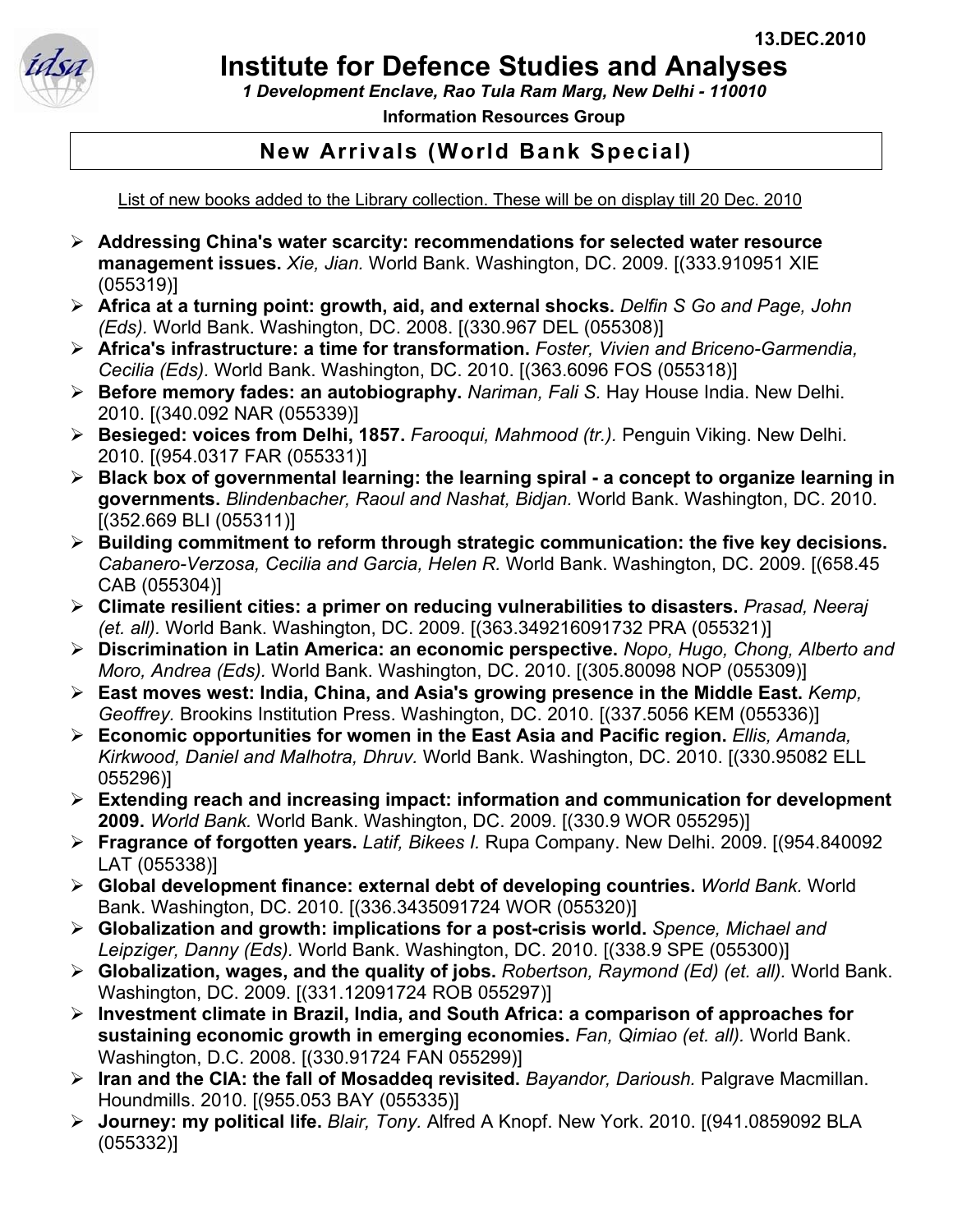13.DEC.2010

# Institute for Defence Studies and Analyses

*1 Development Enclave, Rao Tula Ram Marg, New Delhi - 110010*

**Information Resources Group**

## New Arrivals (World Bank Special)

List of new books added to the Library collection. These will be on display till 20 Dec. 2010

- **Addressing China's water scarcity: recommendations for selected water resource management issues.** *Xie, Jian.* World Bank. Washington, DC. 2009. [(333.910951 XIE (055319)]
- **Africa at a turning point: growth, aid, and external shocks.** *Delfin S Go and Page, John (Eds).* World Bank. Washington, DC. 2008. [(330.967 DEL (055308)]
- **Africa's infrastructure: a time for transformation.** *Foster, Vivien and Briceno-Garmendia, Cecilia (Eds).* World Bank. Washington, DC. 2010. [(363.6096 FOS (055318)]
- **Before memory fades: an autobiography.** *Nariman, Fali S.* Hay House India. New Delhi. 2010. [(340.092 NAR (055339)]
- **Besieged: voices from Delhi, 1857.** *Farooqui, Mahmood (tr.).* Penguin Viking. New Delhi. 2010. [(954.0317 FAR (055331)]
- **Black box of governmental learning: the learning spiral - a concept to organize learning in governments.** *Blindenbacher, Raoul and Nashat, Bidjan.* World Bank. Washington, DC. 2010. [(352.669 BLI (055311)]
- **Building commitment to reform through strategic communication: the five key decisions.** *Cabanero-Verzosa, Cecilia and Garcia, Helen R.* World Bank. Washington, DC. 2009. [(658.45 CAB (055304)]
- **Climate resilient cities: a primer on reducing vulnerabilities to disasters.** *Prasad, Neeraj (et. all).* World Bank. Washington, DC. 2009. [(363.349216091732 PRA (055321)]
- **Discrimination in Latin America: an economic perspective.** *Nopo, Hugo, Chong, Alberto and Moro, Andrea (Eds).* World Bank. Washington, DC. 2010. [(305.80098 NOP (055309)]
- **East moves west: India, China, and Asia's growing presence in the Middle East.** *Kemp, Geoffrey.* Brookins Institution Press. Washington, DC. 2010. [(337.5056 KEM (055336)]
- **Economic opportunities for women in the East Asia and Pacific region.** *Ellis, Amanda, Kirkwood, Daniel and Malhotra, Dhruv.* World Bank. Washington, DC. 2010. [(330.95082 ELL 055296)]
- **Extending reach and increasing impact: information and communication for development 2009.** *World Bank.* World Bank. Washington, DC. 2009. [(330.9 WOR 055295)]
- **Fragrance of forgotten years.** *Latif, Bikees I.* Rupa Company. New Delhi. 2009. [(954.840092 LAT (055338)]
- **Global development finance: external debt of developing countries.** *World Bank.* World Bank. Washington, DC. 2010. [(336.3435091724 WOR (055320)]
- **Globalization and growth: implications for a post-crisis world.** *Spence, Michael and Leipziger, Danny (Eds).* World Bank. Washington, DC. 2010. [(338.9 SPE (055300)]
- **Globalization, wages, and the quality of jobs.** *Robertson, Raymond (Ed) (et. all).* World Bank. Washington, DC. 2009. [(331.12091724 ROB 055297)]
- **Investment climate in Brazil, India, and South Africa: a comparison of approaches for sustaining economic growth in emerging economies.** *Fan, Qimiao (et. all).* World Bank. Washington, D.C. 2008. [(330.91724 FAN 055299)]
- **Iran and the CIA: the fall of Mosaddeq revisited.** *Bayandor, Darioush.* Palgrave Macmillan. Houndmills. 2010. [(955.053 BAY (055335)]
- **Journey: my political life.** *Blair, Tony.* Alfred A Knopf. New York. 2010. [(941.0859092 BLA (055332)]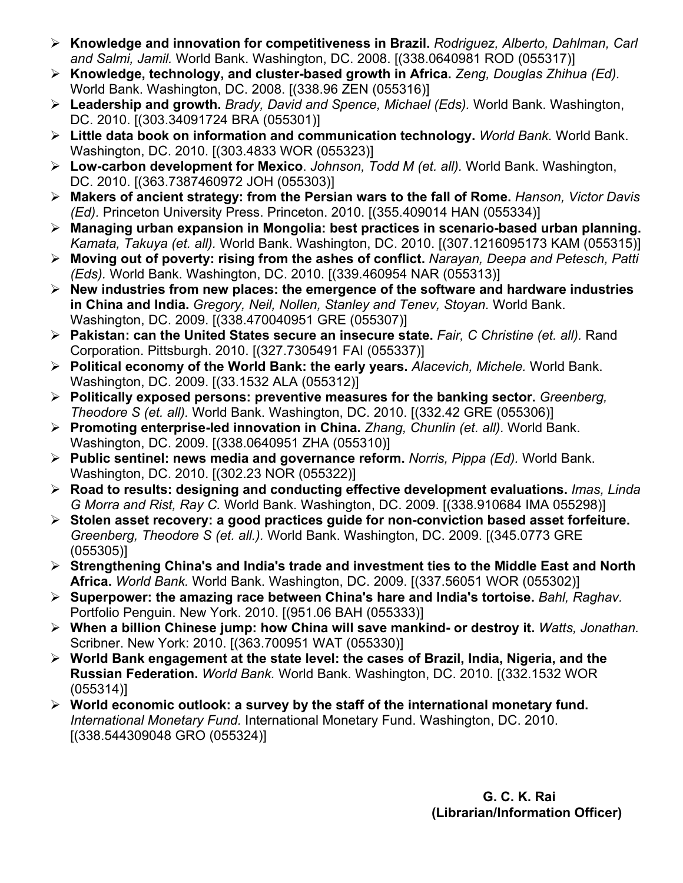- **Knowledge and innovation for competitiveness in Brazil.** *Rodriguez, Alberto, Dahlman, Carl and Salmi, Jamil.* World Bank. Washington, DC. 2008. [(338.0640981 ROD (055317)]
- **Knowledge, technology, and cluster-based growth in Africa.** *Zeng, Douglas Zhihua (Ed).* World Bank. Washington, DC. 2008. [(338.96 ZEN (055316)]
- **Leadership and growth.** *Brady, David and Spence, Michael (Eds).* World Bank. Washington, DC. 2010. [(303.34091724 BRA (055301)]
- **Little data book on information and communication technology.** *World Bank.* World Bank. Washington, DC. 2010. [(303.4833 WOR (055323)]
- **Low-carbon development for Mexico**. *Johnson, Todd M (et. all).* World Bank. Washington, DC. 2010. [(363.7387460972 JOH (055303)]
- **Makers of ancient strategy: from the Persian wars to the fall of Rome.** *Hanson, Victor Davis (Ed).* Princeton University Press. Princeton. 2010. [(355.409014 HAN (055334)]
- **Managing urban expansion in Mongolia: best practices in scenario-based urban planning.** *Kamata, Takuya (et. all).* World Bank. Washington, DC. 2010. [(307.1216095173 KAM (055315)]
- **Moving out of poverty: rising from the ashes of conflict.** *Narayan, Deepa and Petesch, Patti (Eds).* World Bank. Washington, DC. 2010. [(339.460954 NAR (055313)]
- **New industries from new places: the emergence of the software and hardware industries in China and India.** *Gregory, Neil, Nollen, Stanley and Tenev, Stoyan.* World Bank. Washington, DC. 2009. [(338.470040951 GRE (055307)]
- **Pakistan: can the United States secure an insecure state.** *Fair, C Christine (et. all).* Rand Corporation. Pittsburgh. 2010. [(327.7305491 FAI (055337)]
- **Political economy of the World Bank: the early years.** *Alacevich, Michele.* World Bank. Washington, DC. 2009. [(33.1532 ALA (055312)]
- **Politically exposed persons: preventive measures for the banking sector.** *Greenberg, Theodore S (et. all).* World Bank. Washington, DC. 2010. [(332.42 GRE (055306)]
- **Promoting enterprise-led innovation in China.** *Zhang, Chunlin (et. all).* World Bank. Washington, DC. 2009. [(338.0640951 ZHA (055310)]
- **Public sentinel: news media and governance reform.** *Norris, Pippa (Ed).* World Bank. Washington, DC. 2010. [(302.23 NOR (055322)]
- **Road to results: designing and conducting effective development evaluations.** *Imas, Linda G Morra and Rist, Ray C.* World Bank. Washington, DC. 2009. [(338.910684 IMA 055298)]
- **Stolen asset recovery: a good practices guide for non-conviction based asset forfeiture.** *Greenberg, Theodore S (et. all.).* World Bank. Washington, DC. 2009. [(345.0773 GRE (055305)]
- **Strengthening China's and India's trade and investment ties to the Middle East and North Africa.** *World Bank.* World Bank. Washington, DC. 2009. [(337.56051 WOR (055302)]
- **Superpower: the amazing race between China's hare and India's tortoise.** *Bahl, Raghav.* Portfolio Penguin. New York. 2010. [(951.06 BAH (055333)]
- **When a billion Chinese jump: how China will save mankind- or destroy it.** *Watts, Jonathan.* Scribner. New York: 2010. [(363.700951 WAT (055330)]
- **World Bank engagement at the state level: the cases of Brazil, India, Nigeria, and the Russian Federation.** *World Bank.* World Bank. Washington, DC. 2010. [(332.1532 WOR (055314)]
- **World economic outlook: a survey by the staff of the international monetary fund.** *International Monetary Fund.* International Monetary Fund. Washington, DC. 2010. [(338.544309048 GRO (055324)]

**G. C. K. Rai**
**(Librarian/Information Officer)**